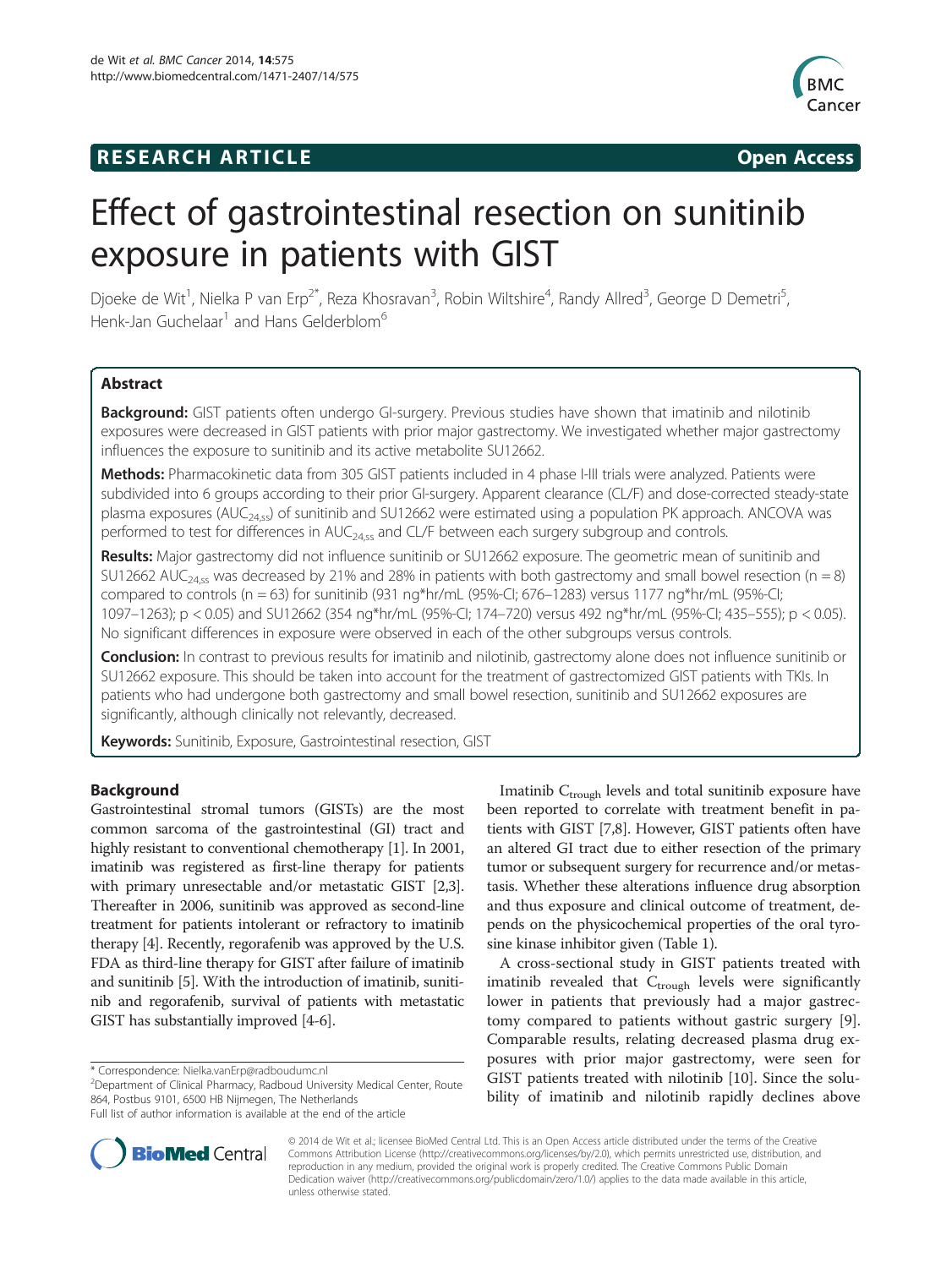**RESEARCH ARTICLE** **Open Access**

# Effect of gastrointestinal resection on sunitinib exposure in patients with GIST

Djoeke de Wit[1], Nielka P van Erp[2*], Reza Khosravan[3], Robin Wiltshire[4], Randy Allred[3], George D Demetri[5], Henk-Jan Guchelaar[1] and Hans Gelderblom[6]

## Abstract

**Background:** GIST patients often undergo GI-surgery. Previous studies have shown that imatinib and nilotinib exposures were decreased in GIST patients with prior major gastrectomy. We investigated whether major gastrectomy influences the exposure to sunitinib and its active metabolite SU12662.

**Methods:** Pharmacokinetic data from 305 GIST patients included in 4 phase I-III trials were analyzed. Patients were subdivided into 6 groups according to their prior GI-surgery. Apparent clearance (CL/F) and dose-corrected steady-state plasma exposures ($AUC_{24,ss}$) of sunitinib and SU12662 were estimated using a population PK approach. ANCOVA was performed to test for differences in $AUC_{24,ss}$ and CL/F between each surgery subgroup and controls.

**Results:** Major gastrectomy did not influence sunitinib or SU12662 exposure. The geometric mean of sunitinib and SU12662 $AUC_{24,ss}$ was decreased by 21% and 28% in patients with both gastrectomy and small bowel resection (n = 8) compared to controls (n = 63) for sunitinib (931 ng*hr/mL (95%-CI; 676–1283) versus 1177 ng*hr/mL (95%-CI; 1097–1263); $p < 0.05$) and SU12662 (354 ng*hr/mL (95%-CI; 174–720) versus 492 ng*hr/mL (95%-CI; 435–555); $p < 0.05$). No significant differences in exposure were observed in each of the other subgroups versus controls.

**Conclusion:** In contrast to previous results for imatinib and nilotinib, gastrectomy alone does not influence sunitinib or SU12662 exposure. This should be taken into account for the treatment of gastrectomized GIST patients with TKIs. In patients who had undergone both gastrectomy and small bowel resection, sunitinib and SU12662 exposures are significantly, although clinically not relevantly, decreased.

**Keywords:** Sunitinib, Exposure, Gastrointestinal resection, GIST

## Background

Gastrointestinal stromal tumors (GISTs) are the most common sarcoma of the gastrointestinal (GI) tract and highly resistant to conventional chemotherapy [1]. In 2001, imatinib was registered as first-line therapy for patients with primary unresectable and/or metastatic GIST [2,3]. Thereafter in 2006, sunitinib was approved as second-line treatment for patients intolerant or refractory to imatinib therapy [4]. Recently, regorafenib was approved by the U.S. FDA as third-line therapy for GIST after failure of imatinib and sunitinib [5]. With the introduction of imatinib, sunitinib and regorafenib, survival of patients with metastatic GIST has substantially improved [4-6].

Imatinib $C_{trough}$ levels and total sunitinib exposure have been reported to correlate with treatment benefit in patients with GIST [7,8]. However, GIST patients often have an altered GI tract due to either resection of the primary tumor or subsequent surgery for recurrence and/or metastasis. Whether these alterations influence drug absorption and thus exposure and clinical outcome of treatment, depends on the physicochemical properties of the oral tyrosine kinase inhibitor given (Table 1).

A cross-sectional study in GIST patients treated with imatinib revealed that $C_{trough}$ levels were significantly lower in patients that previously had a major gastrectomy compared to patients without gastric surgery [9]. Comparable results, relating decreased plasma drug exposures with prior major gastrectomy, were seen for GIST patients treated with nilotinib [10]. Since the solubility of imatinib and nilotinib rapidly declines above

\* Correspondence: Nielka.vanErp@radboudumc.nl
[2]Department of Clinical Pharmacy, Radboud University Medical Center, Route 864, Postbus 9101, 6500 HB Nijmegen, The Netherlands
Full list of author information is available at the end of the article

© 2014 de Wit et al.; licensee BioMed Central Ltd. This is an Open Access article distributed under the terms of the Creative Commons Attribution License (http://creativecommons.org/licenses/by/2.0), which permits unrestricted use, distribution, and reproduction in any medium, provided the original work is properly credited. The Creative Commons Public Domain Dedication waiver (http://creativecommons.org/publicdomain/zero/1.0/) applies to the data made available in this article, unless otherwise stated.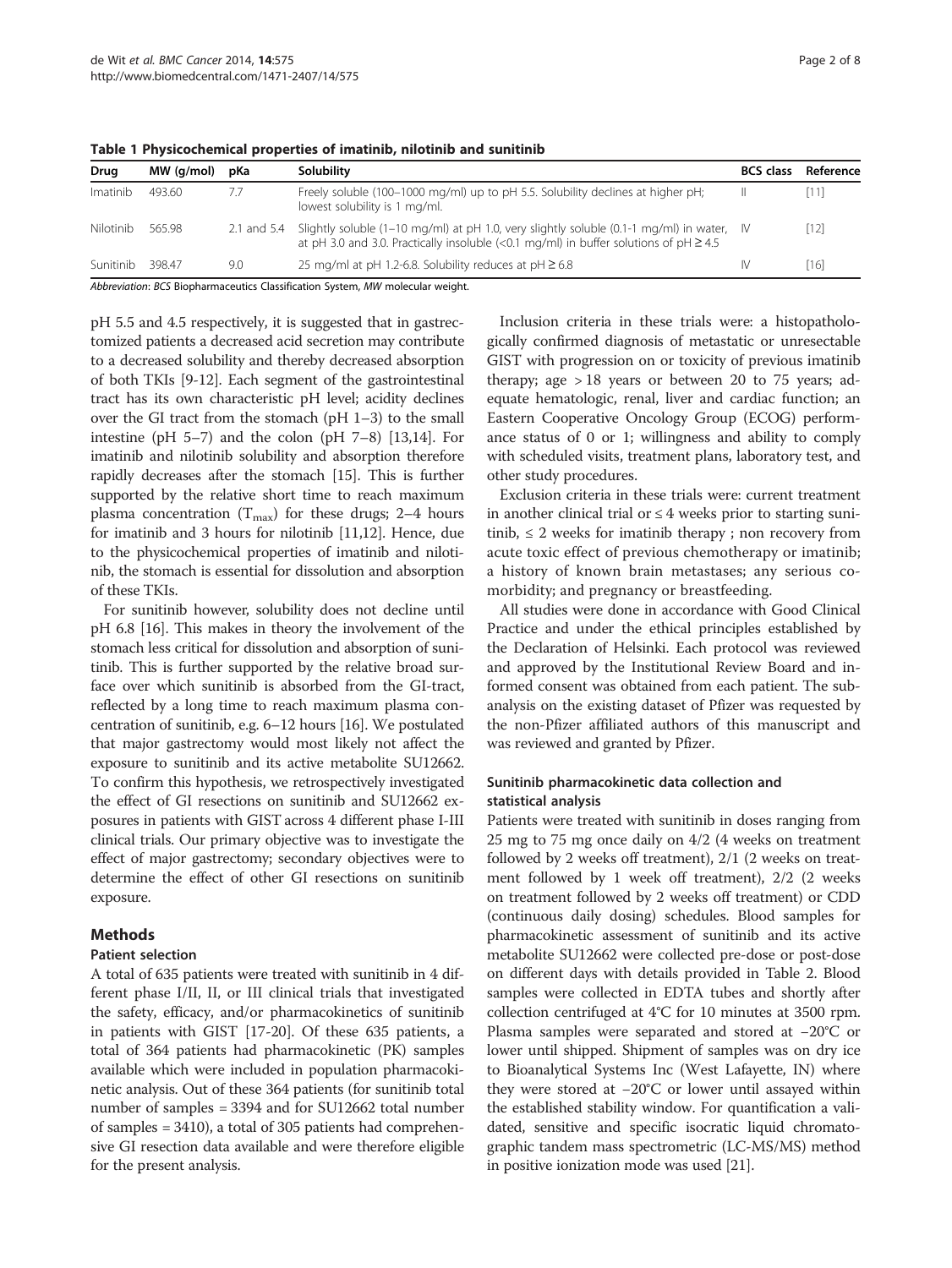**Table 1 Physicochemical properties of imatinib, nilotinib and sunitinib**

| Drug | MW (g/mol) | pKa | Solubility | BCS class | Reference |
|---|---|---|---|---|---|
| Imatinib | 493.60 | 7.7 | Freely soluble (100–1000 mg/ml) up to pH 5.5. Solubility declines at higher pH; lowest solubility is 1 mg/ml. | II | [11] |
| Nilotinib | 565.98 | 2.1 and 5.4 | Slightly soluble (1–10 mg/ml) at pH 1.0, very slightly soluble (0.1-1 mg/ml) in water, at pH 3.0 and 3.0. Practically insoluble (<0.1 mg/ml) in buffer solutions of pH ≥ 4.5 | IV | [12] |
| Sunitinib | 398.47 | 9.0 | 25 mg/ml at pH 1.2-6.8. Solubility reduces at pH ≥ 6.8 | IV | [16] |

*Abbreviation*: *BCS* Biopharmaceutics Classification System, *MW* molecular weight.

pH 5.5 and 4.5 respectively, it is suggested that in gastrectomized patients a decreased acid secretion may contribute to a decreased solubility and thereby decreased absorption of both TKIs [9-12]. Each segment of the gastrointestinal tract has its own characteristic pH level; acidity declines over the GI tract from the stomach (pH 1–3) to the small intestine (pH 5–7) and the colon (pH 7–8) [13,14]. For imatinib and nilotinib solubility and absorption therefore rapidly decreases after the stomach [15]. This is further supported by the relative short time to reach maximum plasma concentration ($T_{max}$) for these drugs; 2–4 hours for imatinib and 3 hours for nilotinib [11,12]. Hence, due to the physicochemical properties of imatinib and nilotinib, the stomach is essential for dissolution and absorption of these TKIs.

For sunitinib however, solubility does not decline until pH 6.8 [16]. This makes in theory the involvement of the stomach less critical for dissolution and absorption of sunitinib. This is further supported by the relative broad surface over which sunitinib is absorbed from the GI-tract, reflected by a long time to reach maximum plasma concentration of sunitinib, e.g. 6–12 hours [16]. We postulated that major gastrectomy would most likely not affect the exposure to sunitinib and its active metabolite SU12662. To confirm this hypothesis, we retrospectively investigated the effect of GI resections on sunitinib and SU12662 exposures in patients with GIST across 4 different phase I-III clinical trials. Our primary objective was to investigate the effect of major gastrectomy; secondary objectives were to determine the effect of other GI resections on sunitinib exposure.

## Methods

### Patient selection

A total of 635 patients were treated with sunitinib in 4 different phase I/II, II, or III clinical trials that investigated the safety, efficacy, and/or pharmacokinetics of sunitinib in patients with GIST [17-20]. Of these 635 patients, a total of 364 patients had pharmacokinetic (PK) samples available which were included in population pharmacokinetic analysis. Out of these 364 patients (for sunitinib total number of samples = 3394 and for SU12662 total number of samples = 3410), a total of 305 patients had comprehensive GI resection data available and were therefore eligible for the present analysis.

Inclusion criteria in these trials were: a histopathologically confirmed diagnosis of metastatic or unresectable GIST with progression on or toxicity of previous imatinib therapy; age > 18 years or between 20 to 75 years; adequate hematologic, renal, liver and cardiac function; an Eastern Cooperative Oncology Group (ECOG) performance status of 0 or 1; willingness and ability to comply with scheduled visits, treatment plans, laboratory test, and other study procedures.

Exclusion criteria in these trials were: current treatment in another clinical trial or ≤ 4 weeks prior to starting sunitinib, ≤ 2 weeks for imatinib therapy ; non recovery from acute toxic effect of previous chemotherapy or imatinib; a history of known brain metastases; any serious comorbidity; and pregnancy or breastfeeding.

All studies were done in accordance with Good Clinical Practice and under the ethical principles established by the Declaration of Helsinki. Each protocol was reviewed and approved by the Institutional Review Board and informed consent was obtained from each patient. The subanalysis on the existing dataset of Pfizer was requested by the non-Pfizer affiliated authors of this manuscript and was reviewed and granted by Pfizer.

### Sunitinib pharmacokinetic data collection and statistical analysis

Patients were treated with sunitinib in doses ranging from 25 mg to 75 mg once daily on 4/2 (4 weeks on treatment followed by 2 weeks off treatment), 2/1 (2 weeks on treatment followed by 1 week off treatment), 2/2 (2 weeks on treatment followed by 2 weeks off treatment) or CDD (continuous daily dosing) schedules. Blood samples for pharmacokinetic assessment of sunitinib and its active metabolite SU12662 were collected pre-dose or post-dose on different days with details provided in Table 2. Blood samples were collected in EDTA tubes and shortly after collection centrifuged at 4°C for 10 minutes at 3500 rpm. Plasma samples were separated and stored at −20°C or lower until shipped. Shipment of samples was on dry ice to Bioanalytical Systems Inc (West Lafayette, IN) where they were stored at −20°C or lower until assayed within the established stability window. For quantification a validated, sensitive and specific isocratic liquid chromatographic tandem mass spectrometric (LC-MS/MS) method in positive ionization mode was used [21].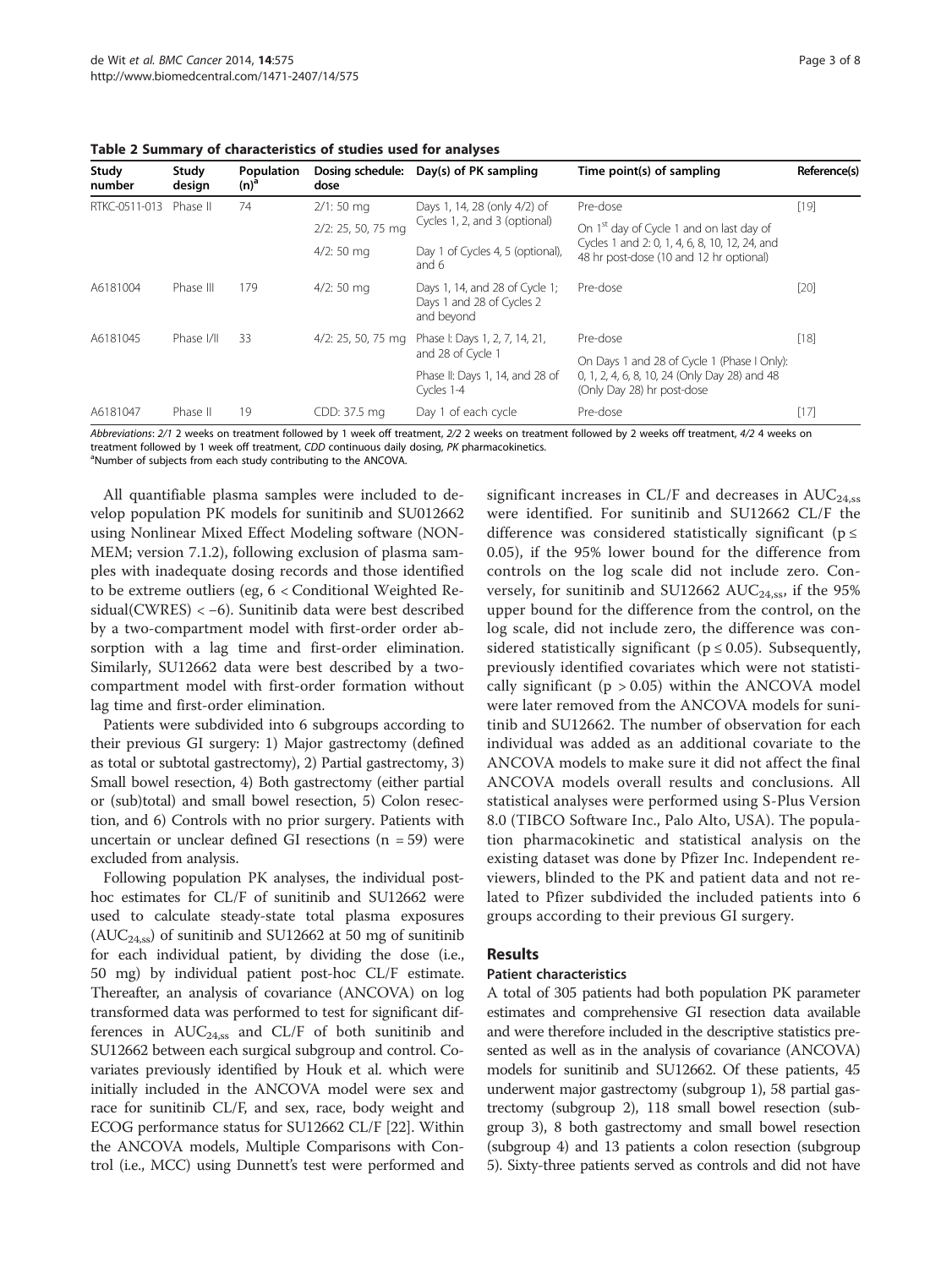**Table 2 Summary of characteristics of studies used for analyses**

| Study number | Study design | Population (n)[a] | Dosing schedule: dose | Day(s) of PK sampling | Time point(s) of sampling | Reference(s) |
|---|---|---|---|---|---|---|
| RTKC-0511-013 | Phase II | 74 | 2/1: 50 mg | Days 1, 14, 28 (only 4/2) of Cycles 1, 2, and 3 (optional) | Pre-dose | [19] |
| | | | 2/2: 25, 50, 75 mg | | On 1st day of Cycle 1 and on last day of Cycles 1 and 2: 0, 1, 4, 6, 8, 10, 12, 24, and 48 hr post-dose (10 and 12 hr optional) | |
| | | | 4/2: 50 mg | Day 1 of Cycles 4, 5 (optional), and 6 | | |
| A6181004 | Phase III | 179 | 4/2: 50 mg | Days 1, 14, and 28 of Cycle 1; Days 1 and 28 of Cycles 2 and beyond | Pre-dose | [20] |
| A6181045 | Phase I/II | 33 | 4/2: 25, 50, 75 mg | Phase I: Days 1, 2, 7, 14, 21, and 28 of Cycle 1 | Pre-dose | [18] |
| | | | | Phase II: Days 1, 14, and 28 of Cycles 1-4 | On Days 1 and 28 of Cycle 1 (Phase I Only): 0, 1, 2, 4, 6, 8, 10, 24 (Only Day 28) and 48 (Only Day 28) hr post-dose | |
| A6181047 | Phase II | 19 | CDD: 37.5 mg | Day 1 of each cycle | Pre-dose | [17] |

*Abbreviations*: *2/1* 2 weeks on treatment followed by 1 week off treatment, *2/2* 2 weeks on treatment followed by 2 weeks off treatment, *4/2* 4 weeks on treatment followed by 1 week off treatment, *CDD* continuous daily dosing, *PK* pharmacokinetics.
[a]Number of subjects from each study contributing to the ANCOVA.

All quantifiable plasma samples were included to develop population PK models for sunitinib and SU012662 using Nonlinear Mixed Effect Modeling software (NONMEM; version 7.1.2), following exclusion of plasma samples with inadequate dosing records and those identified to be extreme outliers (eg, 6 < Conditional Weighted Residual(CWRES) < −6). Sunitinib data were best described by a two-compartment model with first-order order absorption with a lag time and first-order elimination. Similarly, SU12662 data were best described by a two-compartment model with first-order formation without lag time and first-order elimination.

Patients were subdivided into 6 subgroups according to their previous GI surgery: 1) Major gastrectomy (defined as total or subtotal gastrectomy), 2) Partial gastrectomy, 3) Small bowel resection, 4) Both gastrectomy (either partial or (sub)total) and small bowel resection, 5) Colon resection, and 6) Controls with no prior surgery. Patients with uncertain or unclear defined GI resections (n = 59) were excluded from analysis.

Following population PK analyses, the individual post-hoc estimates for CL/F of sunitinib and SU12662 were used to calculate steady-state total plasma exposures ($AUC_{24,ss}$) of sunitinib and SU12662 at 50 mg of sunitinib for each individual patient, by dividing the dose (i.e., 50 mg) by individual patient post-hoc CL/F estimate. Thereafter, an analysis of covariance (ANCOVA) on log transformed data was performed to test for significant differences in $AUC_{24,ss}$ and CL/F of both sunitinib and SU12662 between each surgical subgroup and control. Covariates previously identified by Houk et al. which were initially included in the ANCOVA model were sex and race for sunitinib CL/F, and sex, race, body weight and ECOG performance status for SU12662 CL/F [22]. Within the ANCOVA models, Multiple Comparisons with Control (i.e., MCC) using Dunnett's test were performed and significant increases in CL/F and decreases in $AUC_{24,ss}$ were identified. For sunitinib and SU12662 CL/F the difference was considered statistically significant ($p \leq 0.05$), if the 95% lower bound for the difference from controls on the log scale did not include zero. Conversely, for sunitinib and SU12662 $AUC_{24,ss}$, if the 95% upper bound for the difference from the control, on the log scale, did not include zero, the difference was considered statistically significant ($p \leq 0.05$). Subsequently, previously identified covariates which were not statistically significant ($p > 0.05$) within the ANCOVA model were later removed from the ANCOVA models for sunitinib and SU12662. The number of observation for each individual was added as an additional covariate to the ANCOVA models to make sure it did not affect the final ANCOVA models overall results and conclusions. All statistical analyses were performed using S-Plus Version 8.0 (TIBCO Software Inc., Palo Alto, USA). The population pharmacokinetic and statistical analysis on the existing dataset was done by Pfizer Inc. Independent reviewers, blinded to the PK and patient data and not related to Pfizer subdivided the included patients into 6 groups according to their previous GI surgery.

## Results

### Patient characteristics

A total of 305 patients had both population PK parameter estimates and comprehensive GI resection data available and were therefore included in the descriptive statistics presented as well as in the analysis of covariance (ANCOVA) models for sunitinib and SU12662. Of these patients, 45 underwent major gastrectomy (subgroup 1), 58 partial gastrectomy (subgroup 2), 118 small bowel resection (subgroup 3), 8 both gastrectomy and small bowel resection (subgroup 4) and 13 patients a colon resection (subgroup 5). Sixty-three patients served as controls and did not have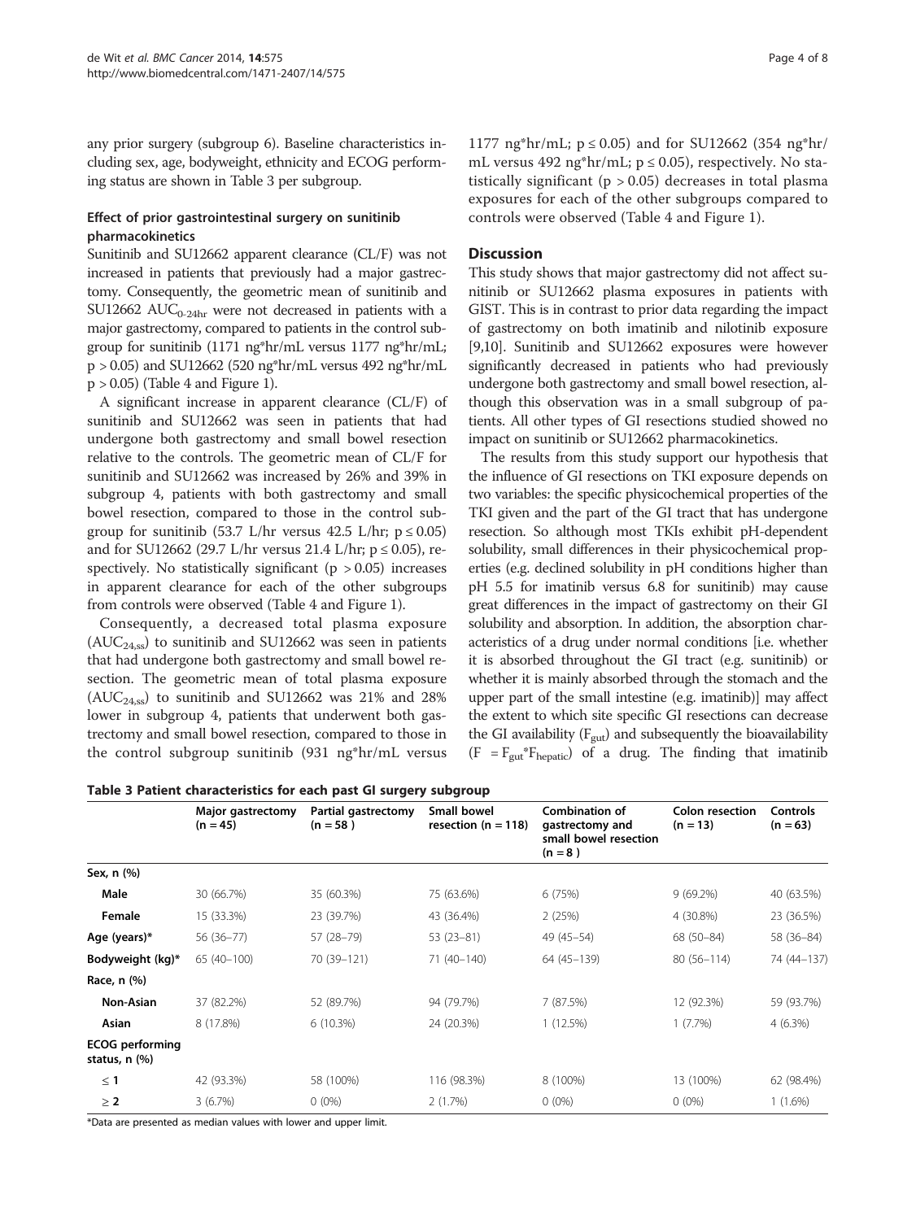any prior surgery (subgroup 6). Baseline characteristics including sex, age, bodyweight, ethnicity and ECOG performing status are shown in Table 3 per subgroup.

### Effect of prior gastrointestinal surgery on sunitinib pharmacokinetics

Sunitinib and SU12662 apparent clearance (CL/F) was not increased in patients that previously had a major gastrectomy. Consequently, the geometric mean of sunitinib and SU12662 $AUC_{0-24hr}$ were not decreased in patients with a major gastrectomy, compared to patients in the control subgroup for sunitinib (1171 ng*hr/mL versus 1177 ng*hr/mL; $p > 0.05$) and SU12662 (520 ng*hr/mL versus 492 ng*hr/mL $p > 0.05$) (Table 4 and Figure 1).

A significant increase in apparent clearance (CL/F) of sunitinib and SU12662 was seen in patients that had undergone both gastrectomy and small bowel resection relative to the controls. The geometric mean of CL/F for sunitinib and SU12662 was increased by 26% and 39% in subgroup 4, patients with both gastrectomy and small bowel resection, compared to those in the control subgroup for sunitinib (53.7 L/hr versus 42.5 L/hr; $p \leq 0.05$) and for SU12662 (29.7 L/hr versus 21.4 L/hr; $p \leq 0.05$), respectively. No statistically significant ($p > 0.05$) increases in apparent clearance for each of the other subgroups from controls were observed (Table 4 and Figure 1).

Consequently, a decreased total plasma exposure ($AUC_{24,ss}$) to sunitinib and SU12662 was seen in patients that had undergone both gastrectomy and small bowel resection. The geometric mean of total plasma exposure ($AUC_{24,ss}$) to sunitinib and SU12662 was 21% and 28% lower in subgroup 4, patients that underwent both gastrectomy and small bowel resection, compared to those in the control subgroup sunitinib (931 ng*hr/mL versus 1177 ng*hr/mL; $p \leq 0.05$) and for SU12662 (354 ng*hr/mL versus 492 ng*hr/mL; $p \leq 0.05$), respectively. No statistically significant ($p > 0.05$) decreases in total plasma exposures for each of the other subgroups compared to controls were observed (Table 4 and Figure 1).

## Discussion

This study shows that major gastrectomy did not affect sunitinib or SU12662 plasma exposures in patients with GIST. This is in contrast to prior data regarding the impact of gastrectomy on both imatinib and nilotinib exposure [9,10]. Sunitinib and SU12662 exposures were however significantly decreased in patients who had previously undergone both gastrectomy and small bowel resection, although this observation was in a small subgroup of patients. All other types of GI resections studied showed no impact on sunitinib or SU12662 pharmacokinetics.

The results from this study support our hypothesis that the influence of GI resections on TKI exposure depends on two variables: the specific physicochemical properties of the TKI given and the part of the GI tract that has undergone resection. So although most TKIs exhibit pH-dependent solubility, small differences in their physicochemical properties (e.g. declined solubility in pH conditions higher than pH 5.5 for imatinib versus 6.8 for sunitinib) may cause great differences in the impact of gastrectomy on their GI solubility and absorption. In addition, the absorption characteristics of a drug under normal conditions [i.e. whether it is absorbed throughout the GI tract (e.g. sunitinib) or whether it is mainly absorbed through the stomach and the upper part of the small intestine (e.g. imatinib)] may affect the extent to which site specific GI resections can decrease the GI availability ($F_{gut}$) and subsequently the bioavailability ($F = F_{gut} * F_{hepatic}$) of a drug. The finding that imatinib

**Table 3 Patient characteristics for each past GI surgery subgroup**

| | Major gastrectomy (n = 45) | Partial gastrectomy (n = 58 ) | Small bowel resection (n = 118) | Combination of gastrectomy and small bowel resection (n = 8 ) | Colon resection (n = 13) | Controls (n = 63) |
|---|---|---|---|---|---|---|
| **Sex, n (%)** | | | | | | |
| **Male** | 30 (66.7%) | 35 (60.3%) | 75 (63.6%) | 6 (75%) | 9 (69.2%) | 40 (63.5%) |
| **Female** | 15 (33.3%) | 23 (39.7%) | 43 (36.4%) | 2 (25%) | 4 (30.8%) | 23 (36.5%) |
| **Age (years)*** | 56 (36–77) | 57 (28–79) | 53 (23–81) | 49 (45–54) | 68 (50–84) | 58 (36–84) |
| **Bodyweight (kg)*** | 65 (40–100) | 70 (39–121) | 71 (40–140) | 64 (45–139) | 80 (56–114) | 74 (44–137) |
| **Race, n (%)** | | | | | | |
| **Non-Asian** | 37 (82.2%) | 52 (89.7%) | 94 (79.7%) | 7 (87.5%) | 12 (92.3%) | 59 (93.7%) |
| **Asian** | 8 (17.8%) | 6 (10.3%) | 24 (20.3%) | 1 (12.5%) | 1 (7.7%) | 4 (6.3%) |
| **ECOG performing status, n (%)** | | | | | | |
| **≤ 1** | 42 (93.3%) | 58 (100%) | 116 (98.3%) | 8 (100%) | 13 (100%) | 62 (98.4%) |
| **≥ 2** | 3 (6.7%) | 0 (0%) | 2 (1.7%) | 0 (0%) | 0 (0%) | 1 (1.6%) |

*Data are presented as median values with lower and upper limit.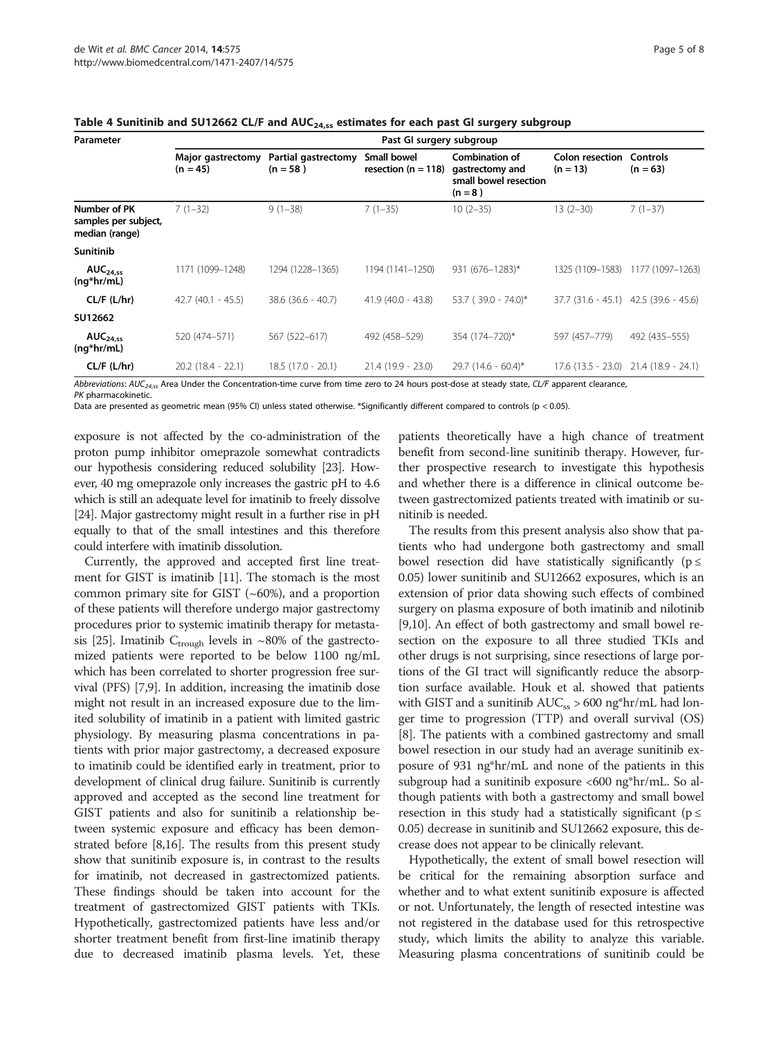**Table 4 Sunitinib and SU12662 CL/F and $AUC_{24,ss}$ estimates for each past GI surgery subgroup**

| Parameter | Past GI surgery subgroup | | | | | |
|---|---|---|---|---|---|---|
| | Major gastrectomy (n = 45) | Partial gastrectomy (n = 58 ) | Small bowel resection (n = 118) | Combination of gastrectomy and small bowel resection (n = 8 ) | Colon resection (n = 13) | Controls (n = 63) |
| Number of PK samples per subject, median (range) | 7 (1–32) | 9 (1–38) | 7 (1–35) | 10 (2–35) | 13 (2–30) | 7 (1–37) |
| **Sunitinib** | | | | | | |
| $AUC_{24,ss}$ (ng*hr/mL) | 1171 (1099–1248) | 1294 (1228–1365) | 1194 (1141–1250) | 931 (676–1283)* | 1325 (1109–1583) | 1177 (1097–1263) |
| CL/F (L/hr) | 42.7 (40.1 - 45.5) | 38.6 (36.6 - 40.7) | 41.9 (40.0 - 43.8) | 53.7 ( 39.0 - 74.0)* | 37.7 (31.6 - 45.1) | 42.5 (39.6 - 45.6) |
| **SU12662** | | | | | | |
| $AUC_{24,ss}$ (ng*hr/mL) | 520 (474–571) | 567 (522–617) | 492 (458–529) | 354 (174–720)* | 597 (457–779) | 492 (435–555) |
| CL/F (L/hr) | 20.2 (18.4 - 22.1) | 18.5 (17.0 - 20.1) | 21.4 (19.9 - 23.0) | 29.7 (14.6 - 60.4)* | 17.6 (13.5 - 23.0) | 21.4 (18.9 - 24.1) |

*Abbreviations*: $AUC_{24,ss}$ Area Under the Concentration-time curve from time zero to 24 hours post-dose at steady state, *CL/F* apparent clearance, *PK* pharmacokinetic.
Data are presented as geometric mean (95% CI) unless stated otherwise. *Significantly different compared to controls (p < 0.05).

exposure is not affected by the co-administration of the proton pump inhibitor omeprazole somewhat contradicts our hypothesis considering reduced solubility [23]. However, 40 mg omeprazole only increases the gastric pH to 4.6 which is still an adequate level for imatinib to freely dissolve [24]. Major gastrectomy might result in a further rise in pH equally to that of the small intestines and this therefore could interfere with imatinib dissolution.

Currently, the approved and accepted first line treatment for GIST is imatinib [11]. The stomach is the most common primary site for GIST (~60%), and a proportion of these patients will therefore undergo major gastrectomy procedures prior to systemic imatinib therapy for metastasis [25]. Imatinib $C_{trough}$ levels in ~80% of the gastrectomized patients were reported to be below 1100 ng/mL which has been correlated to shorter progression free survival (PFS) [7,9]. In addition, increasing the imatinib dose might not result in an increased exposure due to the limited solubility of imatinib in a patient with limited gastric physiology. By measuring plasma concentrations in patients with prior major gastrectomy, a decreased exposure to imatinib could be identified early in treatment, prior to development of clinical drug failure. Sunitinib is currently approved and accepted as the second line treatment for GIST patients and also for sunitinib a relationship between systemic exposure and efficacy has been demonstrated before [8,16]. The results from this present study show that sunitinib exposure is, in contrast to the results for imatinib, not decreased in gastrectomized patients. These findings should be taken into account for the treatment of gastrectomized GIST patients with TKIs. Hypothetically, gastrectomized patients have less and/or shorter treatment benefit from first-line imatinib therapy due to decreased imatinib plasma levels. Yet, these patients theoretically have a high chance of treatment benefit from second-line sunitinib therapy. However, further prospective research to investigate this hypothesis and whether there is a difference in clinical outcome between gastrectomized patients treated with imatinib or sunitinib is needed.

The results from this present analysis also show that patients who had undergone both gastrectomy and small bowel resection did have statistically significantly ($p \leq 0.05$) lower sunitinib and SU12662 exposures, which is an extension of prior data showing such effects of combined surgery on plasma exposure of both imatinib and nilotinib [9,10]. An effect of both gastrectomy and small bowel resection on the exposure to all three studied TKIs and other drugs is not surprising, since resections of large portions of the GI tract will significantly reduce the absorption surface available. Houk et al. showed that patients with GIST and a sunitinib $AUC_{ss}$ > 600 ng*hr/mL had longer time to progression (TTP) and overall survival (OS) [8]. The patients with a combined gastrectomy and small bowel resection in our study had an average sunitinib exposure of 931 ng*hr/mL and none of the patients in this subgroup had a sunitinib exposure <600 ng*hr/mL. So although patients with both a gastrectomy and small bowel resection in this study had a statistically significant ($p \leq 0.05$) decrease in sunitinib and SU12662 exposure, this decrease does not appear to be clinically relevant.

Hypothetically, the extent of small bowel resection will be critical for the remaining absorption surface and whether and to what extent sunitinib exposure is affected or not. Unfortunately, the length of resected intestine was not registered in the database used for this retrospective study, which limits the ability to analyze this variable. Measuring plasma concentrations of sunitinib could be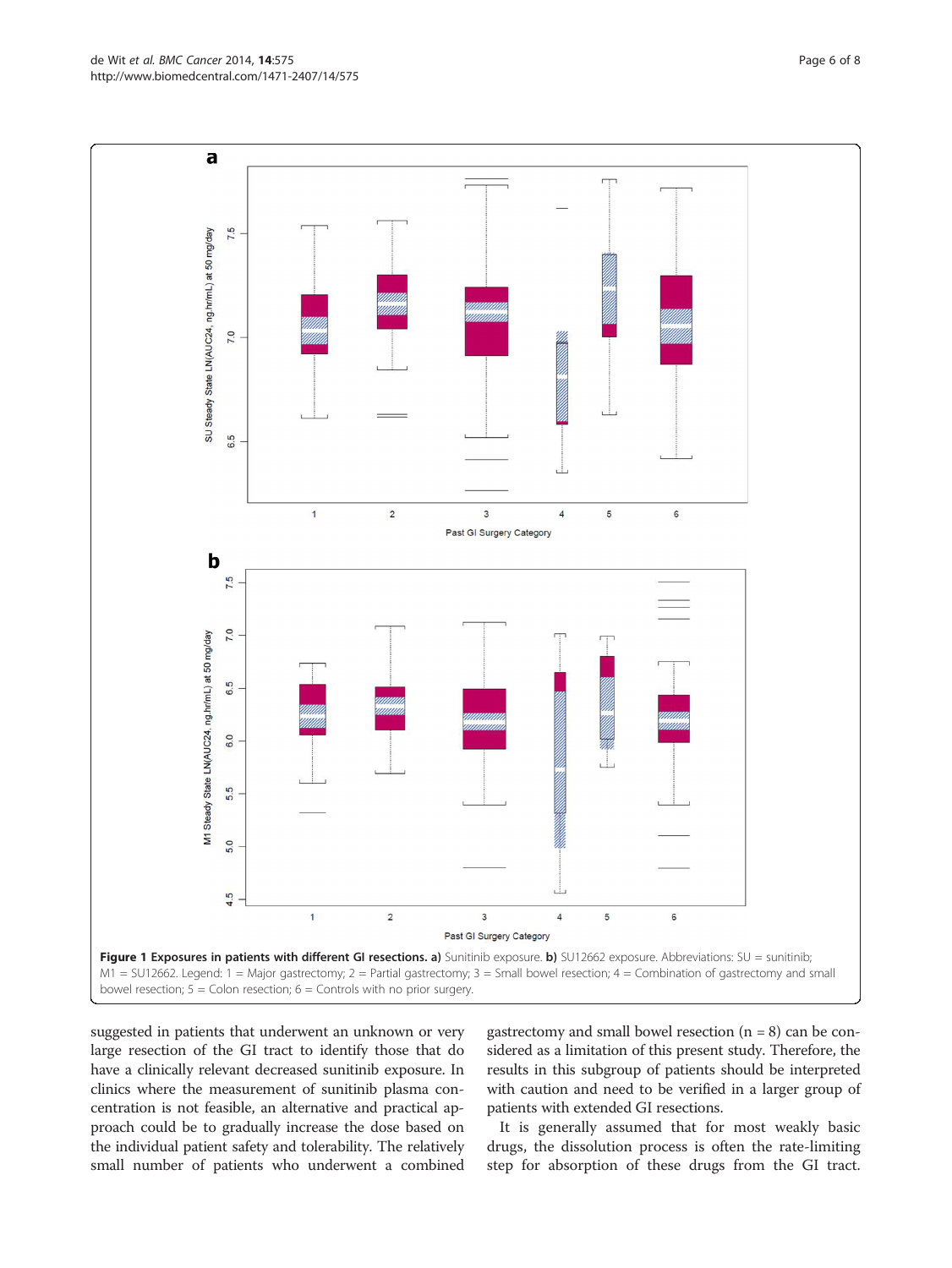**Figure 1 Exposures in patients with different GI resections. a)** Sunitinib exposure. **b)** SU12662 exposure. Abbreviations: SU = sunitinib; M1 = SU12662. Legend: 1 = Major gastrectomy; 2 = Partial gastrectomy; 3 = Small bowel resection; 4 = Combination of gastrectomy and small bowel resection; 5 = Colon resection; 6 = Controls with no prior surgery.

suggested in patients that underwent an unknown or very large resection of the GI tract to identify those that do have a clinically relevant decreased sunitinib exposure. In clinics where the measurement of sunitinib plasma concentration is not feasible, an alternative and practical approach could be to gradually increase the dose based on the individual patient safety and tolerability. The relatively small number of patients who underwent a combined gastrectomy and small bowel resection (n = 8) can be considered as a limitation of this present study. Therefore, the results in this subgroup of patients should be interpreted with caution and need to be verified in a larger group of patients with extended GI resections.

It is generally assumed that for most weakly basic drugs, the dissolution process is often the rate-limiting step for absorption of these drugs from the GI tract.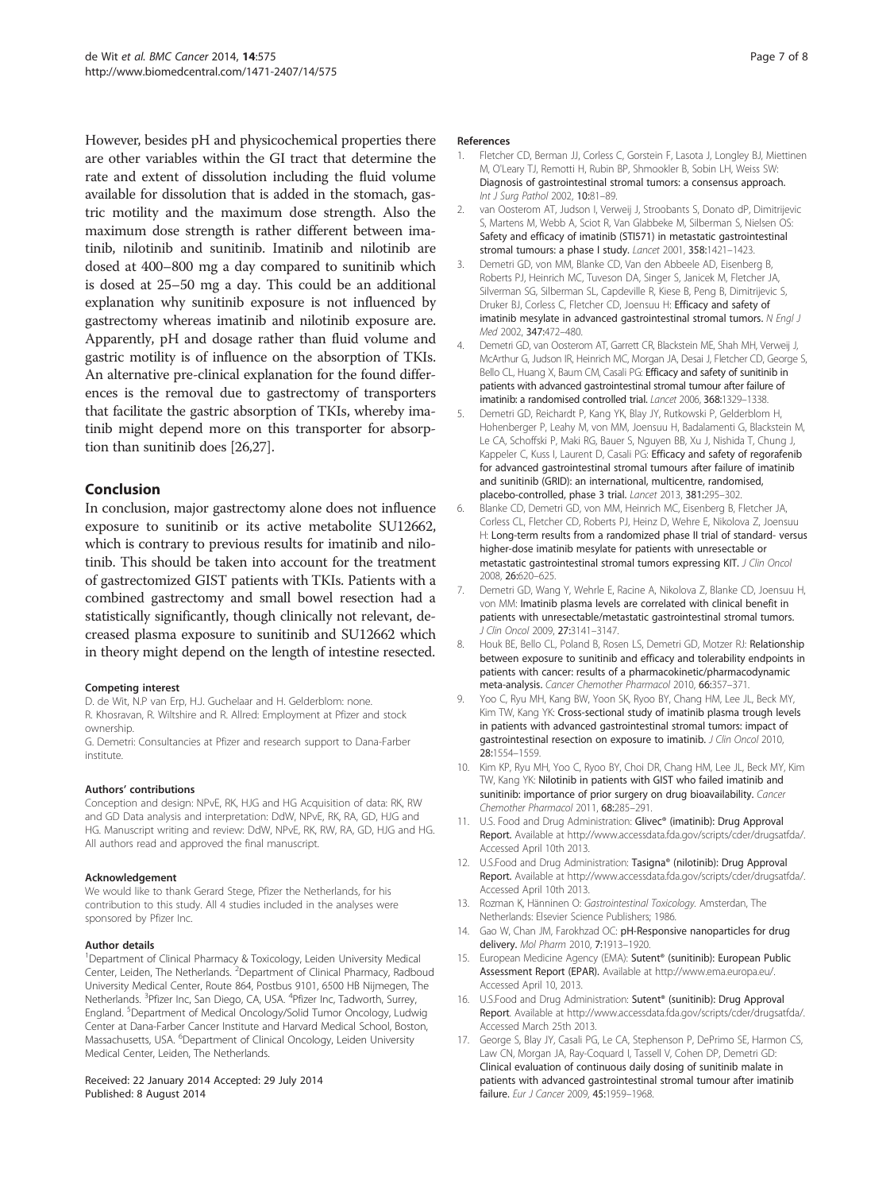However, besides pH and physicochemical properties there are other variables within the GI tract that determine the rate and extent of dissolution including the fluid volume available for dissolution that is added in the stomach, gastric motility and the maximum dose strength. Also the maximum dose strength is rather different between imatinib, nilotinib and sunitinib. Imatinib and nilotinib are dosed at 400–800 mg a day compared to sunitinib which is dosed at 25–50 mg a day. This could be an additional explanation why sunitinib exposure is not influenced by gastrectomy whereas imatinib and nilotinib exposure are. Apparently, pH and dosage rather than fluid volume and gastric motility is of influence on the absorption of TKIs. An alternative pre-clinical explanation for the found differences is the removal due to gastrectomy of transporters that facilitate the gastric absorption of TKIs, whereby imatinib might depend more on this transporter for absorption than sunitinib does [26,27].

## Conclusion

In conclusion, major gastrectomy alone does not influence exposure to sunitinib or its active metabolite SU12662, which is contrary to previous results for imatinib and nilotinib. This should be taken into account for the treatment of gastrectomized GIST patients with TKIs. Patients with a combined gastrectomy and small bowel resection had a statistically significantly, though clinically not relevant, decreased plasma exposure to sunitinib and SU12662 which in theory might depend on the length of intestine resected.

#### Competing interest

D. de Wit, N.P van Erp, H.J. Guchelaar and H. Gelderblom: none.
R. Khosravan, R. Wiltshire and R. Allred: Employment at Pfizer and stock ownership.
G. Demetri: Consultancies at Pfizer and research support to Dana-Farber institute.

#### Authors' contributions

Conception and design: NPvE, RK, HJG and HG Acquisition of data: RK, RW and GD Data analysis and interpretation: DdW, NPvE, RK, RA, GD, HJG and HG. Manuscript writing and review: DdW, NPvE, RK, RW, RA, GD, HJG and HG. All authors read and approved the final manuscript.

#### Acknowledgement

We would like to thank Gerard Stege, Pfizer the Netherlands, for his contribution to this study. All 4 studies included in the analyses were sponsored by Pfizer Inc.

#### Author details

[1]Department of Clinical Pharmacy & Toxicology, Leiden University Medical Center, Leiden, The Netherlands. [2]Department of Clinical Pharmacy, Radboud University Medical Center, Route 864, Postbus 9101, 6500 HB Nijmegen, The Netherlands. [3]Pfizer Inc, San Diego, CA, USA. [4]Pfizer Inc, Tadworth, Surrey, England. [5]Department of Medical Oncology/Solid Tumor Oncology, Ludwig Center at Dana-Farber Cancer Institute and Harvard Medical School, Boston, Massachusetts, USA. [6]Department of Clinical Oncology, Leiden University Medical Center, Leiden, The Netherlands.

Received: 22 January 2014 Accepted: 29 July 2014
Published: 8 August 2014

#### References

1. Fletcher CD, Berman JJ, Corless C, Gorstein F, Lasota J, Longley BJ, Miettinen M, O'Leary TJ, Remotti H, Rubin BP, Shmookler B, Sobin LH, Weiss SW: **Diagnosis of gastrointestinal stromal tumors: a consensus approach.** *Int J Surg Pathol* 2002, **10:**81–89.
2. van Oosterom AT, Judson I, Verweij J, Stroobants S, Donato dP, Dimitrijevic S, Martens M, Webb A, Sciot R, Van Glabbeke M, Silberman S, Nielsen OS: **Safety and efficacy of imatinib (STI571) in metastatic gastrointestinal stromal tumours: a phase I study.** *Lancet* 2001, **358:**1421–1423.
3. Demetri GD, von MM, Blanke CD, Van den Abbeele AD, Eisenberg B, Roberts PJ, Heinrich MC, Tuveson DA, Singer S, Janicek M, Fletcher JA, Silverman SG, Silberman SL, Capdeville R, Kiese B, Peng B, Dimitrijevic S, Druker BJ, Corless C, Fletcher CD, Joensuu H: **Efficacy and safety of imatinib mesylate in advanced gastrointestinal stromal tumors.** *N Engl J Med* 2002, **347:**472–480.
4. Demetri GD, van Oosterom AT, Garrett CR, Blackstein ME, Shah MH, Verweij J, McArthur G, Judson IR, Heinrich MC, Morgan JA, Desai J, Fletcher CD, George S, Bello CL, Huang X, Baum CM, Casali PG: **Efficacy and safety of sunitinib in patients with advanced gastrointestinal stromal tumour after failure of imatinib: a randomised controlled trial.** *Lancet* 2006, **368:**1329–1338.
5. Demetri GD, Reichardt P, Kang YK, Blay JY, Rutkowski P, Gelderblom H, Hohenberger P, Leahy M, von MM, Joensuu H, Badalamenti G, Blackstein M, Le CA, Schoffski P, Maki RG, Bauer S, Nguyen BB, Xu J, Nishida T, Chung J, Kappeler C, Kuss I, Laurent D, Casali PG: **Efficacy and safety of regorafenib for advanced gastrointestinal stromal tumours after failure of imatinib and sunitinib (GRID): an international, multicentre, randomised, placebo-controlled, phase 3 trial.** *Lancet* 2013, **381:**295–302.
6. Blanke CD, Demetri GD, von MM, Heinrich MC, Eisenberg B, Fletcher JA, Corless CL, Fletcher CD, Roberts PJ, Heinz D, Wehre E, Nikolova Z, Joensuu H: **Long-term results from a randomized phase II trial of standard- versus higher-dose imatinib mesylate for patients with unresectable or metastatic gastrointestinal stromal tumors expressing KIT.** *J Clin Oncol* 2008, **26:**620–625.
7. Demetri GD, Wang Y, Wehrle E, Racine A, Nikolova Z, Blanke CD, Joensuu H, von MM: **Imatinib plasma levels are correlated with clinical benefit in patients with unresectable/metastatic gastrointestinal stromal tumors.** *J Clin Oncol* 2009, **27:**3141–3147.
8. Houk BE, Bello CL, Poland B, Rosen LS, Demetri GD, Motzer RJ: **Relationship between exposure to sunitinib and efficacy and tolerability endpoints in patients with cancer: results of a pharmacokinetic/pharmacodynamic meta-analysis.** *Cancer Chemother Pharmacol* 2010, **66:**357–371.
9. Yoo C, Ryu MH, Kang BW, Yoon SK, Ryoo BY, Chang HM, Lee JL, Beck MY, Kim TW, Kang YK: **Cross-sectional study of imatinib plasma trough levels in patients with advanced gastrointestinal stromal tumors: impact of gastrointestinal resection on exposure to imatinib.** *J Clin Oncol* 2010, **28:**1554–1559.
10. Kim KP, Ryu MH, Yoo C, Ryoo BY, Choi DR, Chang HM, Lee JL, Beck MY, Kim TW, Kang YK: **Nilotinib in patients with GIST who failed imatinib and sunitinib: importance of prior surgery on drug bioavailability.** *Cancer Chemother Pharmacol* 2011, **68:**285–291.
11. U.S. Food and Drug Administration: **Glivec® (imatinib): Drug Approval Report.** Available at http://www.accessdata.fda.gov/scripts/cder/drugsatfda/. Accessed April 10th 2013.
12. U.S.Food and Drug Administration: **Tasigna® (nilotinib): Drug Approval Report.** Available at http://www.accessdata.fda.gov/scripts/cder/drugsatfda/. Accessed April 10th 2013.
13. Rozman K, Hänninen O: *Gastrointestinal Toxicology.* Amsterdan, The Netherlands: Elsevier Science Publishers; 1986.
14. Gao W, Chan JM, Farokhzad OC: **pH-Responsive nanoparticles for drug delivery.** *Mol Pharm* 2010, **7:**1913–1920.
15. European Medicine Agency (EMA): **Sutent® (sunitinib): European Public Assessment Report (EPAR).** Available at http://www.ema.europa.eu/. Accessed April 10, 2013.
16. U.S.Food and Drug Administration: **Sutent® (sunitinib): Drug Approval Report**. Available at http://www.accessdata.fda.gov/scripts/cder/drugsatfda/. Accessed March 25th 2013.
17. George S, Blay JY, Casali PG, Le CA, Stephenson P, DePrimo SE, Harmon CS, Law CN, Morgan JA, Ray-Coquard I, Tassell V, Cohen DP, Demetri GD: **Clinical evaluation of continuous daily dosing of sunitinib malate in patients with advanced gastrointestinal stromal tumour after imatinib failure.** *Eur J Cancer* 2009, **45:**1959–1968.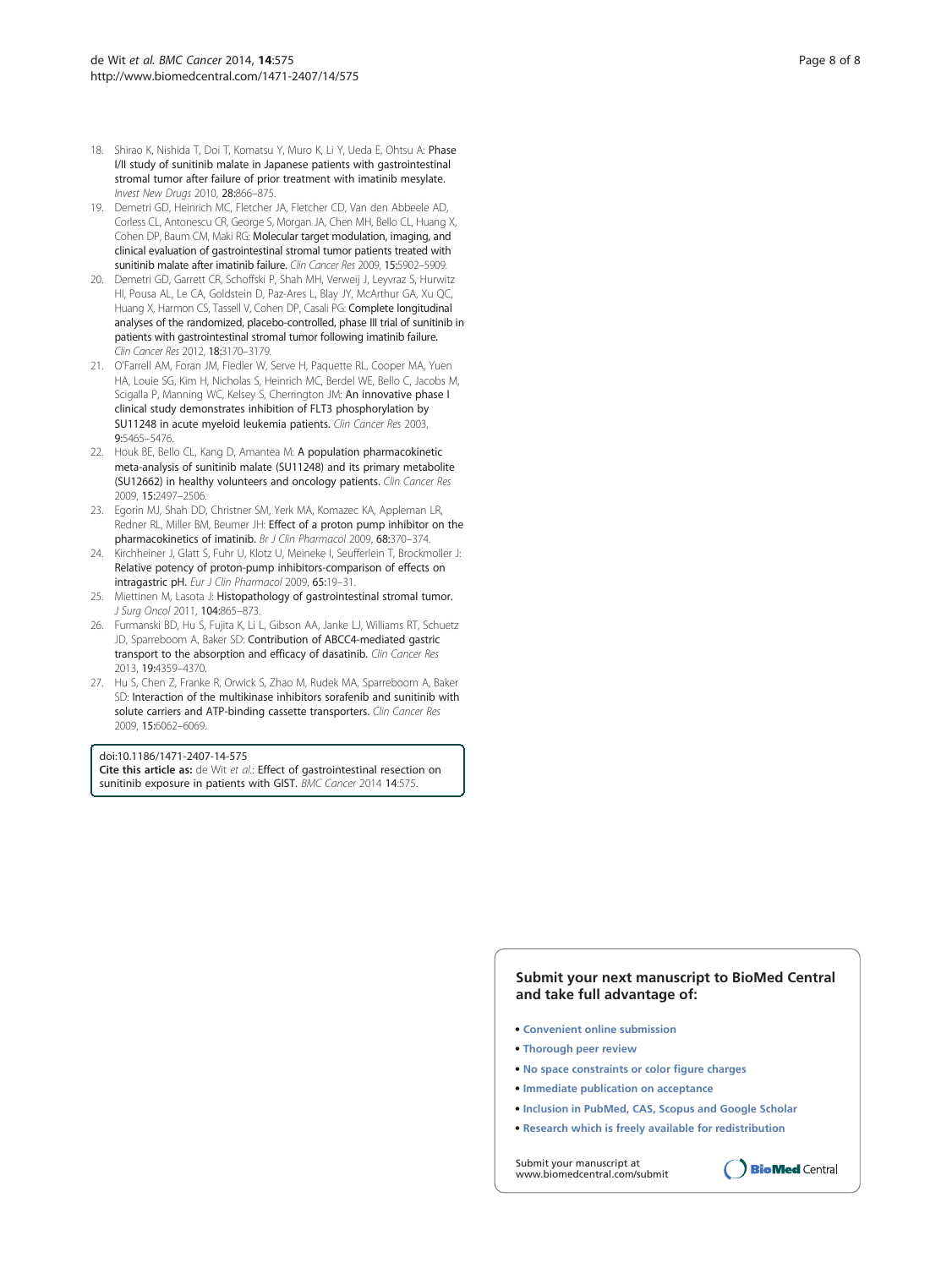18. Shirao K, Nishida T, Doi T, Komatsu Y, Muro K, Li Y, Ueda E, Ohtsu A: **Phase I/II study of sunitinib malate in Japanese patients with gastrointestinal stromal tumor after failure of prior treatment with imatinib mesylate.** *Invest New Drugs* 2010, **28:**866–875.
19. Demetri GD, Heinrich MC, Fletcher JA, Fletcher CD, Van den Abbeele AD, Corless CL, Antonescu CR, George S, Morgan JA, Chen MH, Bello CL, Huang X, Cohen DP, Baum CM, Maki RG: **Molecular target modulation, imaging, and clinical evaluation of gastrointestinal stromal tumor patients treated with sunitinib malate after imatinib failure.** *Clin Cancer Res* 2009, **15:**5902–5909.
20. Demetri GD, Garrett CR, Schoffski P, Shah MH, Verweij J, Leyvraz S, Hurwitz HI, Pousa AL, Le CA, Goldstein D, Paz-Ares L, Blay JY, McArthur GA, Xu QC, Huang X, Harmon CS, Tassell V, Cohen DP, Casali PG: **Complete longitudinal analyses of the randomized, placebo-controlled, phase III trial of sunitinib in patients with gastrointestinal stromal tumor following imatinib failure.** *Clin Cancer Res* 2012, **18:**3170–3179.
21. O'Farrell AM, Foran JM, Fiedler W, Serve H, Paquette RL, Cooper MA, Yuen HA, Louie SG, Kim H, Nicholas S, Heinrich MC, Berdel WE, Bello C, Jacobs M, Scigalla P, Manning WC, Kelsey S, Cherrington JM: **An innovative phase I clinical study demonstrates inhibition of FLT3 phosphorylation by SU11248 in acute myeloid leukemia patients.** *Clin Cancer Res* 2003, **9:**5465–5476.
22. Houk BE, Bello CL, Kang D, Amantea M: **A population pharmacokinetic meta-analysis of sunitinib malate (SU11248) and its primary metabolite (SU12662) in healthy volunteers and oncology patients.** *Clin Cancer Res* 2009, **15:**2497–2506.
23. Egorin MJ, Shah DD, Christner SM, Yerk MA, Komazec KA, Appleman LR, Redner RL, Miller BM, Beumer JH: **Effect of a proton pump inhibitor on the pharmacokinetics of imatinib.** *Br J Clin Pharmacol* 2009, **68:**370–374.
24. Kirchheiner J, Glatt S, Fuhr U, Klotz U, Meineke I, Seufferlein T, Brockmoller J: **Relative potency of proton-pump inhibitors-comparison of effects on intragastric pH.** *Eur J Clin Pharmacol* 2009, **65:**19–31.
25. Miettinen M, Lasota J: **Histopathology of gastrointestinal stromal tumor.** *J Surg Oncol* 2011, **104:**865–873.
26. Furmanski BD, Hu S, Fujita K, Li L, Gibson AA, Janke LJ, Williams RT, Schuetz JD, Sparreboom A, Baker SD: **Contribution of ABCC4-mediated gastric transport to the absorption and efficacy of dasatinib.** *Clin Cancer Res* 2013, **19:**4359–4370.
27. Hu S, Chen Z, Franke R, Orwick S, Zhao M, Rudek MA, Sparreboom A, Baker SD: **Interaction of the multikinase inhibitors sorafenib and sunitinib with solute carriers and ATP-binding cassette transporters.** *Clin Cancer Res* 2009, **15:**6062–6069.

doi:10.1186/1471-2407-14-575

**Cite this article as:** de Wit *et al.*: Effect of gastrointestinal resection on sunitinib exposure in patients with GIST. *BMC Cancer* 2014 **14**:575.

**Submit your next manuscript to BioMed Central and take full advantage of:**

- **Convenient online submission**
- **Thorough peer review**
- **No space constraints or color figure charges**
- **Immediate publication on acceptance**
- **Inclusion in PubMed, CAS, Scopus and Google Scholar**
- **Research which is freely available for redistribution**

Submit your manuscript at
www.biomedcentral.com/submit

BioMed Central